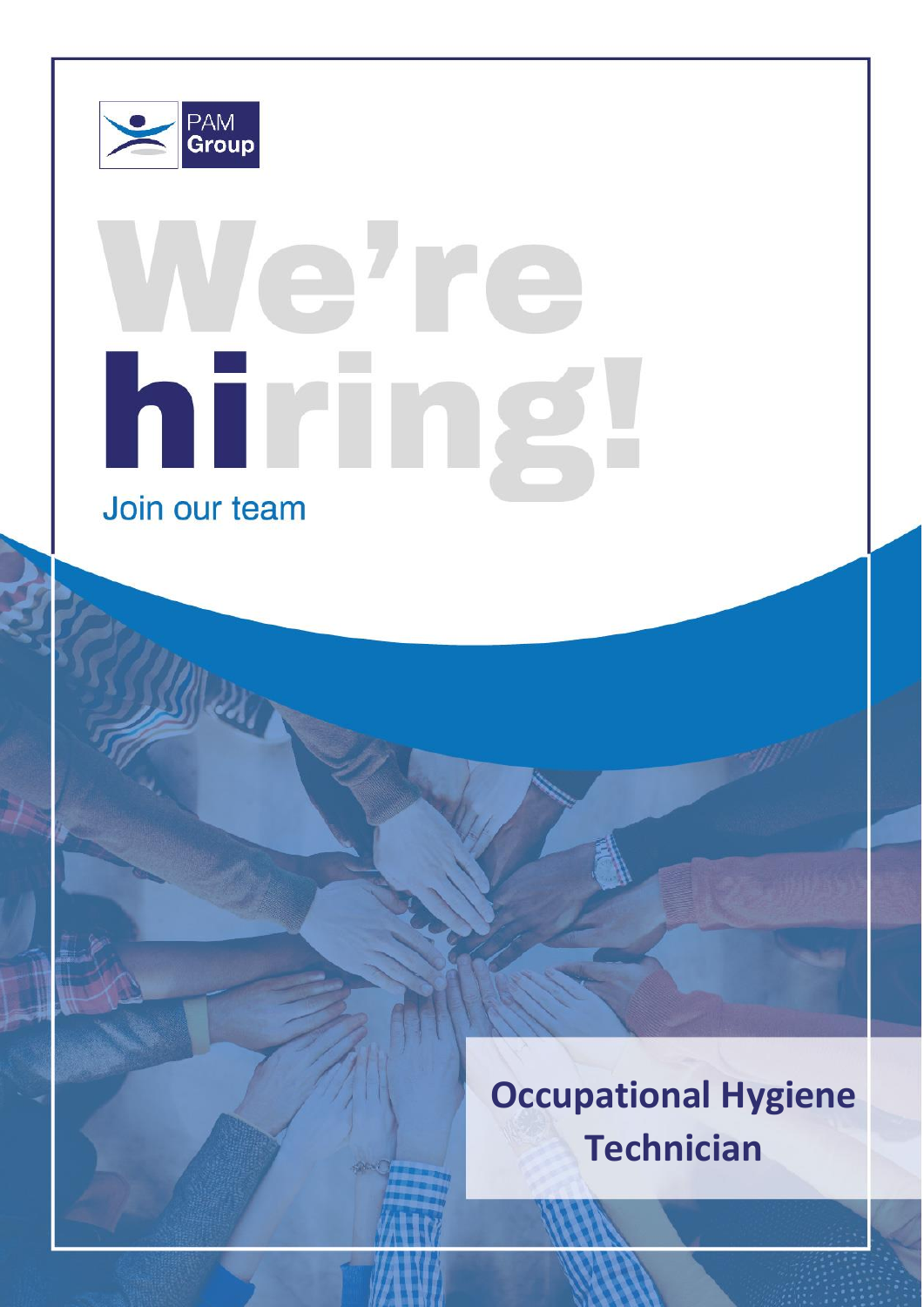PAM Group

# We're hiring!

Join our team

## Occupational Hygiene Technician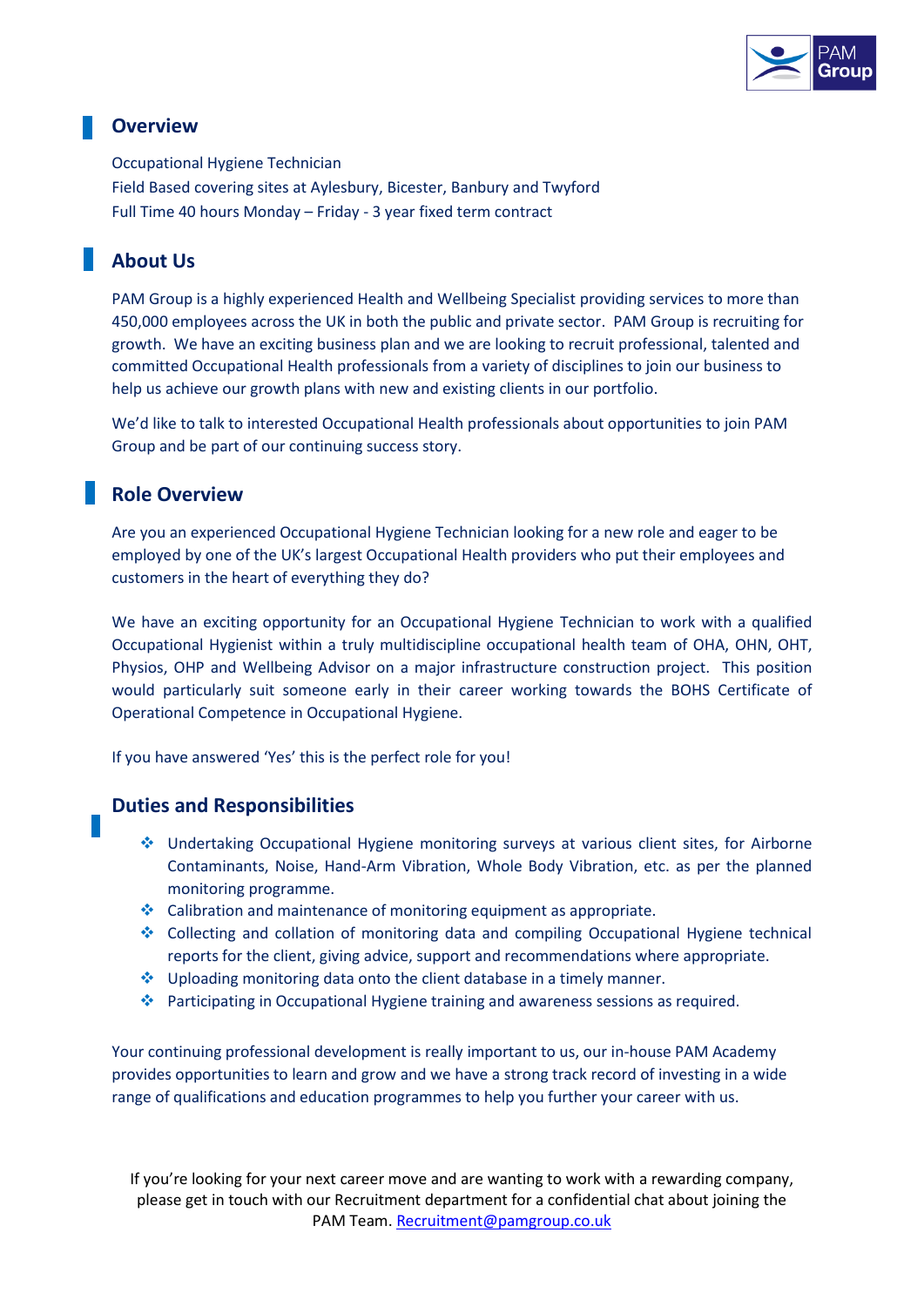## Overview

Occupational Hygiene Technician
Field Based covering sites at Aylesbury, Bicester, Banbury and Twyford
Full Time 40 hours Monday – Friday - 3 year fixed term contract

## About Us

PAM Group is a highly experienced Health and Wellbeing Specialist providing services to more than 450,000 employees across the UK in both the public and private sector. PAM Group is recruiting for growth. We have an exciting business plan and we are looking to recruit professional, talented and committed Occupational Health professionals from a variety of disciplines to join our business to help us achieve our growth plans with new and existing clients in our portfolio.

We'd like to talk to interested Occupational Health professionals about opportunities to join PAM Group and be part of our continuing success story.

## Role Overview

Are you an experienced Occupational Hygiene Technician looking for a new role and eager to be employed by one of the UK's largest Occupational Health providers who put their employees and customers in the heart of everything they do?

We have an exciting opportunity for an Occupational Hygiene Technician to work with a qualified Occupational Hygienist within a truly multidiscipline occupational health team of OHA, OHN, OHT, Physios, OHP and Wellbeing Advisor on a major infrastructure construction project. This position would particularly suit someone early in their career working towards the BOHS Certificate of Operational Competence in Occupational Hygiene.

If you have answered 'Yes' this is the perfect role for you!

## Duties and Responsibilities

- Undertaking Occupational Hygiene monitoring surveys at various client sites, for Airborne Contaminants, Noise, Hand-Arm Vibration, Whole Body Vibration, etc. as per the planned monitoring programme.
- Calibration and maintenance of monitoring equipment as appropriate.
- Collecting and collation of monitoring data and compiling Occupational Hygiene technical reports for the client, giving advice, support and recommendations where appropriate.
- Uploading monitoring data onto the client database in a timely manner.
- Participating in Occupational Hygiene training and awareness sessions as required.

Your continuing professional development is really important to us, our in-house PAM Academy provides opportunities to learn and grow and we have a strong track record of investing in a wide range of qualifications and education programmes to help you further your career with us.

If you're looking for your next career move and are wanting to work with a rewarding company, please get in touch with our Recruitment department for a confidential chat about joining the PAM Team. Recruitment@pamgroup.co.uk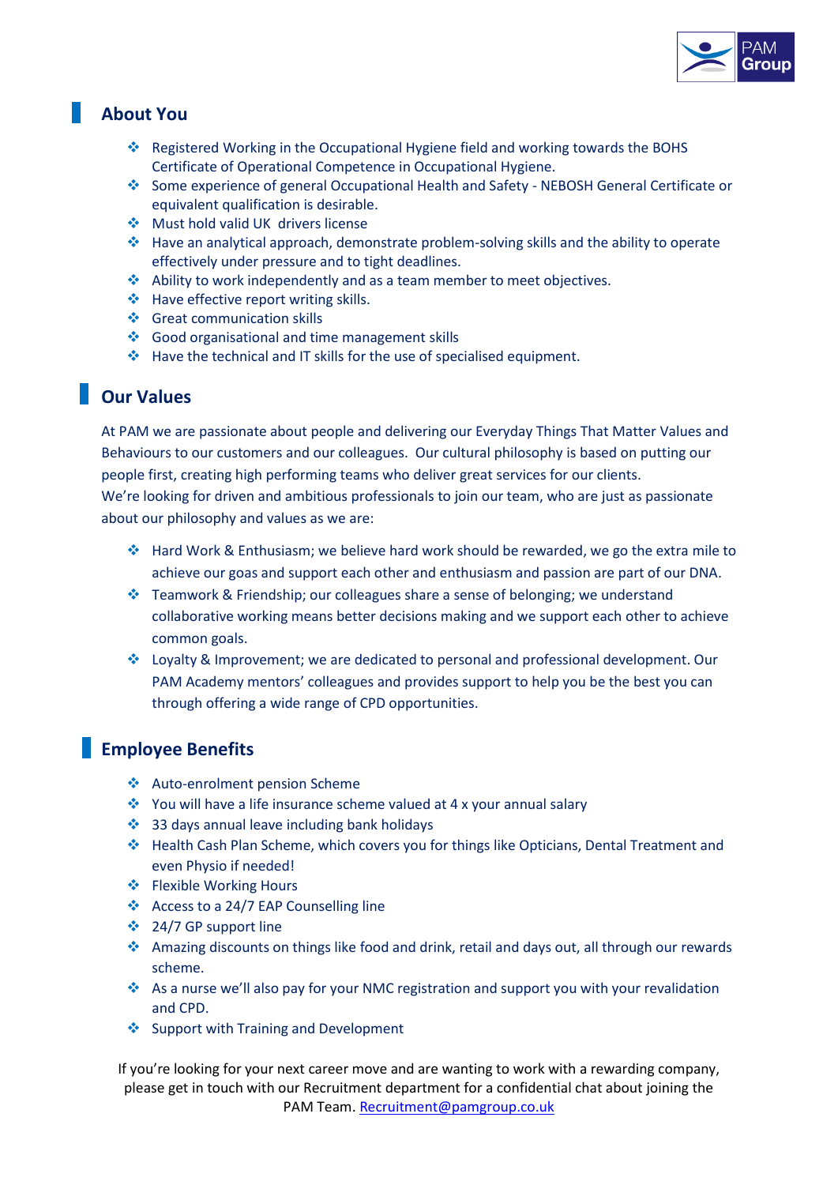## About You

- Registered Working in the Occupational Hygiene field and working towards the BOHS Certificate of Operational Competence in Occupational Hygiene.
- Some experience of general Occupational Health and Safety - NEBOSH General Certificate or equivalent qualification is desirable.
- Must hold valid UK drivers license
- Have an analytical approach, demonstrate problem-solving skills and the ability to operate effectively under pressure and to tight deadlines.
- Ability to work independently and as a team member to meet objectives.
- Have effective report writing skills.
- Great communication skills
- Good organisational and time management skills
- Have the technical and IT skills for the use of specialised equipment.

## Our Values

At PAM we are passionate about people and delivering our Everyday Things That Matter Values and Behaviours to our customers and our colleagues. Our cultural philosophy is based on putting our people first, creating high performing teams who deliver great services for our clients.
We're looking for driven and ambitious professionals to join our team, who are just as passionate about our philosophy and values as we are:

- Hard Work & Enthusiasm; we believe hard work should be rewarded, we go the extra mile to achieve our goas and support each other and enthusiasm and passion are part of our DNA.
- Teamwork & Friendship; our colleagues share a sense of belonging; we understand collaborative working means better decisions making and we support each other to achieve common goals.
- Loyalty & Improvement; we are dedicated to personal and professional development. Our PAM Academy mentors' colleagues and provides support to help you be the best you can through offering a wide range of CPD opportunities.

## Employee Benefits

- Auto-enrolment pension Scheme
- You will have a life insurance scheme valued at 4 x your annual salary
- 33 days annual leave including bank holidays
- Health Cash Plan Scheme, which covers you for things like Opticians, Dental Treatment and even Physio if needed!
- Flexible Working Hours
- Access to a 24/7 EAP Counselling line
- 24/7 GP support line
- Amazing discounts on things like food and drink, retail and days out, all through our rewards scheme.
- As a nurse we'll also pay for your NMC registration and support you with your revalidation and CPD.
- Support with Training and Development

If you're looking for your next career move and are wanting to work with a rewarding company, please get in touch with our Recruitment department for a confidential chat about joining the PAM Team. Recruitment@pamgroup.co.uk